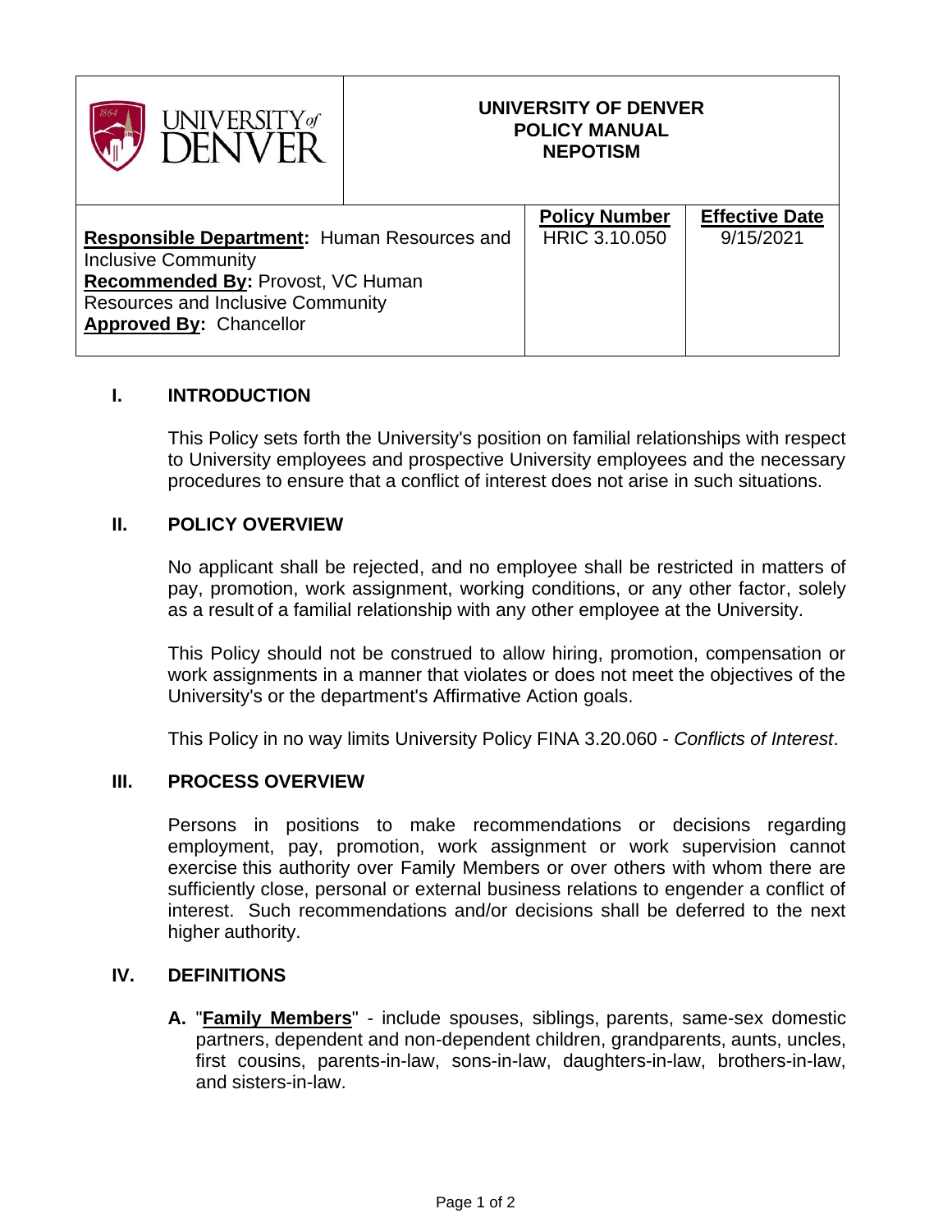| UNIVERSITY of DENVER | UNIVERSITY OF DENVER<br>POLICY MANUAL<br>NEPOTISM | | |
|---|---|---|---|
| **Responsible Department:** Human Resources and Inclusive Community<br>**Recommended By:** Provost, VC Human Resources and Inclusive Community<br>**Approved By:** Chancellor | | **Policy Number**<br>HRIC 3.10.050 | **Effective Date**<br>9/15/2021 |

## I. INTRODUCTION

This Policy sets forth the University's position on familial relationships with respect to University employees and prospective University employees and the necessary procedures to ensure that a conflict of interest does not arise in such situations.

## II. POLICY OVERVIEW

No applicant shall be rejected, and no employee shall be restricted in matters of pay, promotion, work assignment, working conditions, or any other factor, solely as a result of a familial relationship with any other employee at the University.

This Policy should not be construed to allow hiring, promotion, compensation or work assignments in a manner that violates or does not meet the objectives of the University's or the department's Affirmative Action goals.

This Policy in no way limits University Policy FINA 3.20.060 - *Conflicts of Interest*.

## III. PROCESS OVERVIEW

Persons in positions to make recommendations or decisions regarding employment, pay, promotion, work assignment or work supervision cannot exercise this authority over Family Members or over others with whom there are sufficiently close, personal or external business relations to engender a conflict of interest. Such recommendations and/or decisions shall be deferred to the next higher authority.

## IV. DEFINITIONS

**A.** "**Family Members**" - include spouses, siblings, parents, same-sex domestic partners, dependent and non-dependent children, grandparents, aunts, uncles, first cousins, parents-in-law, sons-in-law, daughters-in-law, brothers-in-law, and sisters-in-law.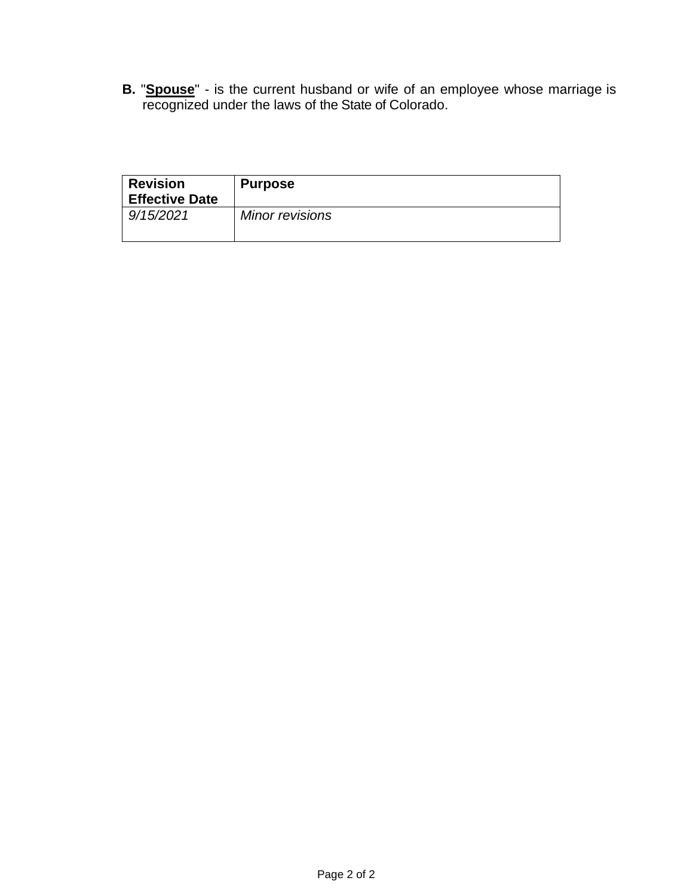**B.** "**<u>Spouse</u>**" - is the current husband or wife of an employee whose marriage is recognized under the laws of the State of Colorado.

| **Revision Effective Date** | **Purpose** |
|---|---|
| *9/15/2021* | *Minor revisions* |